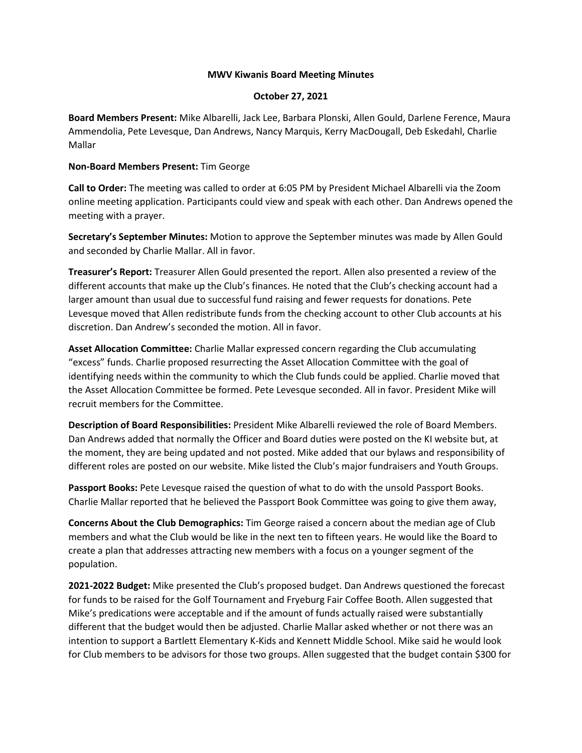**MWV Kiwanis Board Meeting Minutes**

**October 27, 2021**

**Board Members Present:** Mike Albarelli, Jack Lee, Barbara Plonski, Allen Gould, Darlene Ference, Maura Ammendolia, Pete Levesque, Dan Andrews, Nancy Marquis, Kerry MacDougall, Deb Eskedahl, Charlie Mallar

**Non-Board Members Present:** Tim George

**Call to Order:** The meeting was called to order at 6:05 PM by President Michael Albarelli via the Zoom online meeting application. Participants could view and speak with each other. Dan Andrews opened the meeting with a prayer.

**Secretary's September Minutes:** Motion to approve the September minutes was made by Allen Gould and seconded by Charlie Mallar. All in favor.

**Treasurer's Report:** Treasurer Allen Gould presented the report. Allen also presented a review of the different accounts that make up the Club's finances. He noted that the Club's checking account had a larger amount than usual due to successful fund raising and fewer requests for donations. Pete Levesque moved that Allen redistribute funds from the checking account to other Club accounts at his discretion. Dan Andrew's seconded the motion. All in favor.

**Asset Allocation Committee:** Charlie Mallar expressed concern regarding the Club accumulating "excess" funds. Charlie proposed resurrecting the Asset Allocation Committee with the goal of identifying needs within the community to which the Club funds could be applied. Charlie moved that the Asset Allocation Committee be formed. Pete Levesque seconded. All in favor. President Mike will recruit members for the Committee.

**Description of Board Responsibilities:** President Mike Albarelli reviewed the role of Board Members. Dan Andrews added that normally the Officer and Board duties were posted on the KI website but, at the moment, they are being updated and not posted. Mike added that our bylaws and responsibility of different roles are posted on our website. Mike listed the Club's major fundraisers and Youth Groups.

**Passport Books:** Pete Levesque raised the question of what to do with the unsold Passport Books. Charlie Mallar reported that he believed the Passport Book Committee was going to give them away,

**Concerns About the Club Demographics:** Tim George raised a concern about the median age of Club members and what the Club would be like in the next ten to fifteen years. He would like the Board to create a plan that addresses attracting new members with a focus on a younger segment of the population.

**2021-2022 Budget:** Mike presented the Club's proposed budget. Dan Andrews questioned the forecast for funds to be raised for the Golf Tournament and Fryeburg Fair Coffee Booth. Allen suggested that Mike's predications were acceptable and if the amount of funds actually raised were substantially different that the budget would then be adjusted. Charlie Mallar asked whether or not there was an intention to support a Bartlett Elementary K-Kids and Kennett Middle School. Mike said he would look for Club members to be advisors for those two groups. Allen suggested that the budget contain $300 for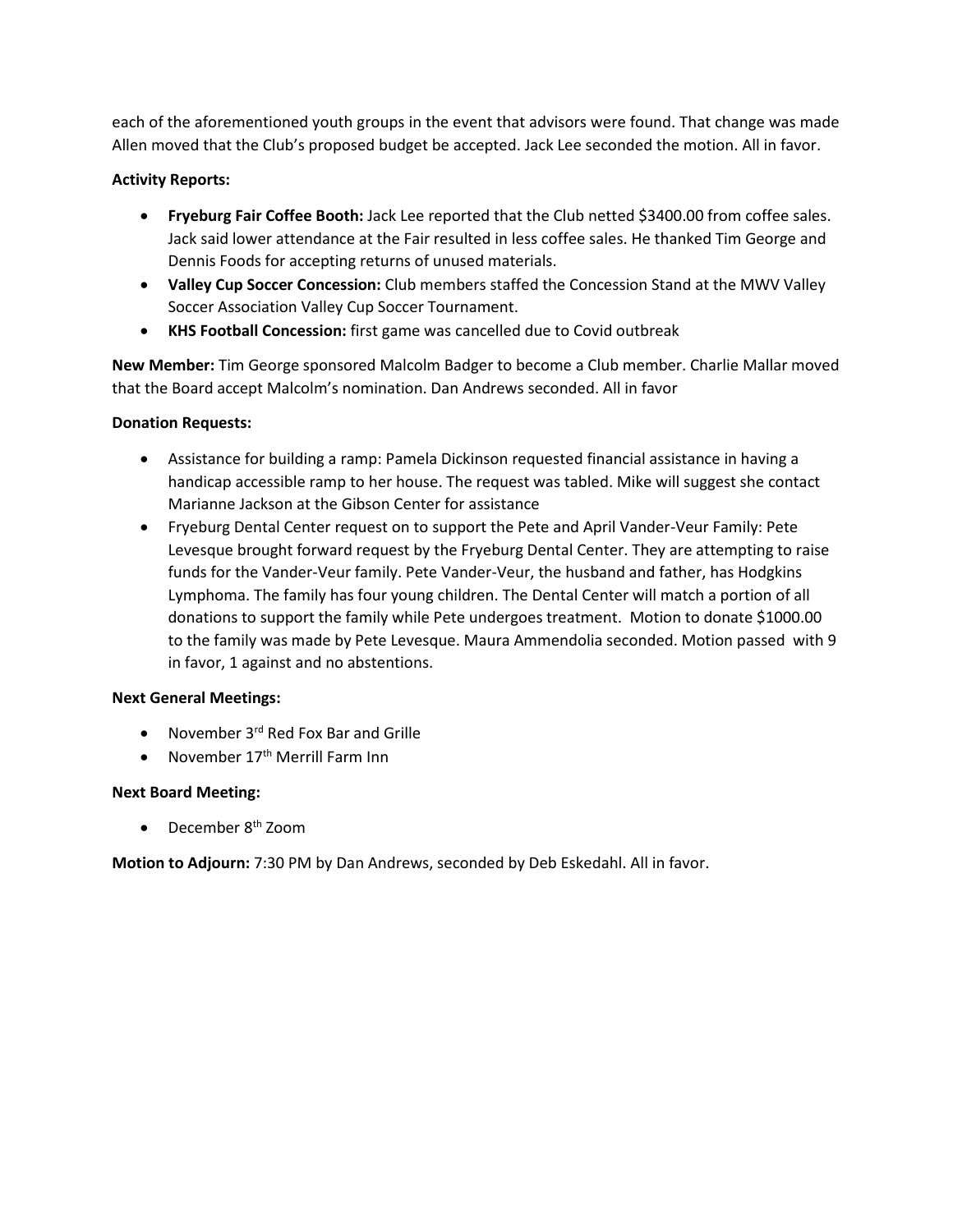each of the aforementioned youth groups in the event that advisors were found. That change was made Allen moved that the Club's proposed budget be accepted. Jack Lee seconded the motion. All in favor.

**Activity Reports:**

- **Fryeburg Fair Coffee Booth:** Jack Lee reported that the Club netted $3400.00 from coffee sales. Jack said lower attendance at the Fair resulted in less coffee sales. He thanked Tim George and Dennis Foods for accepting returns of unused materials.
- **Valley Cup Soccer Concession:** Club members staffed the Concession Stand at the MWV Valley Soccer Association Valley Cup Soccer Tournament.
- **KHS Football Concession:** first game was cancelled due to Covid outbreak

**New Member:** Tim George sponsored Malcolm Badger to become a Club member. Charlie Mallar moved that the Board accept Malcolm's nomination. Dan Andrews seconded. All in favor

**Donation Requests:**

- Assistance for building a ramp: Pamela Dickinson requested financial assistance in having a handicap accessible ramp to her house. The request was tabled. Mike will suggest she contact Marianne Jackson at the Gibson Center for assistance
- Fryeburg Dental Center request on to support the Pete and April Vander-Veur Family: Pete Levesque brought forward request by the Fryeburg Dental Center. They are attempting to raise funds for the Vander-Veur family. Pete Vander-Veur, the husband and father, has Hodgkins Lymphoma. The family has four young children. The Dental Center will match a portion of all donations to support the family while Pete undergoes treatment. Motion to donate $1000.00 to the family was made by Pete Levesque. Maura Ammendolia seconded. Motion passed with 9 in favor, 1 against and no abstentions.

**Next General Meetings:**

- November 3rd Red Fox Bar and Grille
- November 17th Merrill Farm Inn

**Next Board Meeting:**

- December 8th Zoom

**Motion to Adjourn:** 7:30 PM by Dan Andrews, seconded by Deb Eskedahl. All in favor.